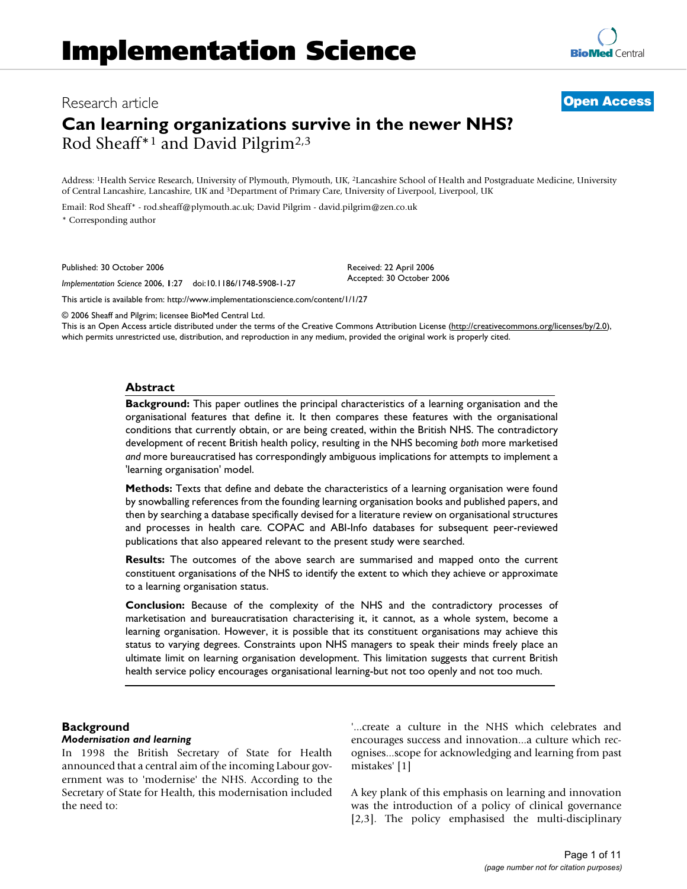# Implementation Science

Research article

**Open Access**

# Can learning organizations survive in the newer NHS?

Rod Sheaff*[1] and David Pilgrim[2,3]

Address: [1]Health Service Research, University of Plymouth, Plymouth, UK, [2]Lancashire School of Health and Postgraduate Medicine, University of Central Lancashire, Lancashire, UK and [3]Department of Primary Care, University of Liverpool, Liverpool, UK

Email: Rod Sheaff* - rod.sheaff@plymouth.ac.uk; David Pilgrim - david.pilgrim@zen.co.uk

* Corresponding author

Published: 30 October 2006

*Implementation Science* 2006, **1**:27 doi:10.1186/1748-5908-1-27

Received: 22 April 2006
Accepted: 30 October 2006

This article is available from: http://www.implementationscience.com/content/1/1/27

© 2006 Sheaff and Pilgrim; licensee BioMed Central Ltd.
This is an Open Access article distributed under the terms of the Creative Commons Attribution License (http://creativecommons.org/licenses/by/2.0), which permits unrestricted use, distribution, and reproduction in any medium, provided the original work is properly cited.

## Abstract

**Background:** This paper outlines the principal characteristics of a learning organisation and the organisational features that define it. It then compares these features with the organisational conditions that currently obtain, or are being created, within the British NHS. The contradictory development of recent British health policy, resulting in the NHS becoming *both* more marketised *and* more bureaucratised has correspondingly ambiguous implications for attempts to implement a 'learning organisation' model.

**Methods:** Texts that define and debate the characteristics of a learning organisation were found by snowballing references from the founding learning organisation books and published papers, and then by searching a database specifically devised for a literature review on organisational structures and processes in health care. COPAC and ABI-Info databases for subsequent peer-reviewed publications that also appeared relevant to the present study were searched.

**Results:** The outcomes of the above search are summarised and mapped onto the current constituent organisations of the NHS to identify the extent to which they achieve or approximate to a learning organisation status.

**Conclusion:** Because of the complexity of the NHS and the contradictory processes of marketisation and bureaucratisation characterising it, it cannot, as a whole system, become a learning organisation. However, it is possible that its constituent organisations may achieve this status to varying degrees. Constraints upon NHS managers to speak their minds freely place an ultimate limit on learning organisation development. This limitation suggests that current British health service policy encourages organisational learning-but not too openly and not too much.

## Background

### *Modernisation and learning*

In 1998 the British Secretary of State for Health announced that a central aim of the incoming Labour government was to 'modernise' the NHS. According to the Secretary of State for Health, this modernisation included the need to:

'...create a culture in the NHS which celebrates and encourages success and innovation...a culture which recognises...scope for acknowledging and learning from past mistakes' [1]

A key plank of this emphasis on learning and innovation was the introduction of a policy of clinical governance [2,3]. The policy emphasised the multi-disciplinary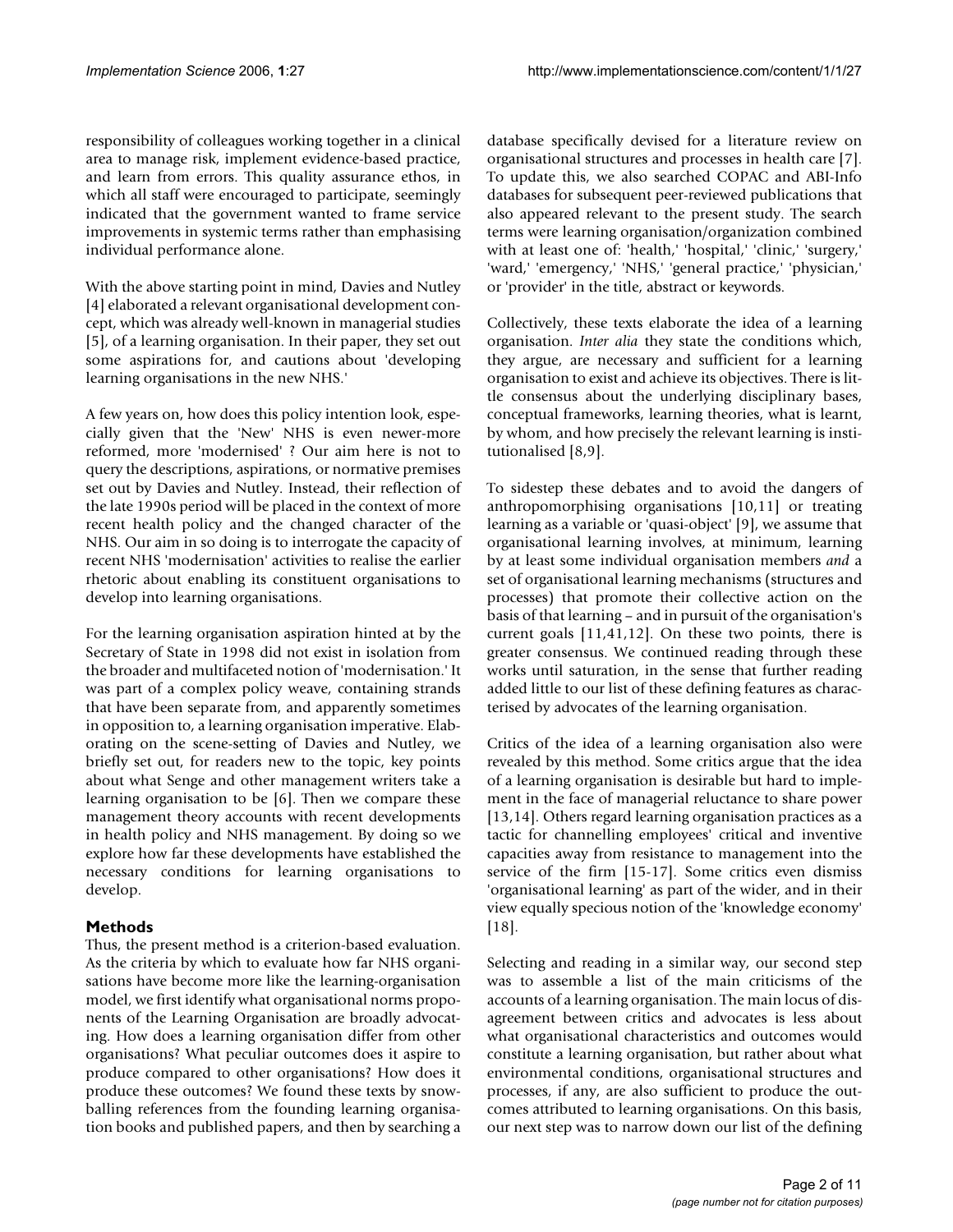responsibility of colleagues working together in a clinical area to manage risk, implement evidence-based practice, and learn from errors. This quality assurance ethos, in which all staff were encouraged to participate, seemingly indicated that the government wanted to frame service improvements in systemic terms rather than emphasising individual performance alone.

With the above starting point in mind, Davies and Nutley [4] elaborated a relevant organisational development concept, which was already well-known in managerial studies [5], of a learning organisation. In their paper, they set out some aspirations for, and cautions about 'developing learning organisations in the new NHS.'

A few years on, how does this policy intention look, especially given that the 'New' NHS is even newer-more reformed, more 'modernised' ? Our aim here is not to query the descriptions, aspirations, or normative premises set out by Davies and Nutley. Instead, their reflection of the late 1990s period will be placed in the context of more recent health policy and the changed character of the NHS. Our aim in so doing is to interrogate the capacity of recent NHS 'modernisation' activities to realise the earlier rhetoric about enabling its constituent organisations to develop into learning organisations.

For the learning organisation aspiration hinted at by the Secretary of State in 1998 did not exist in isolation from the broader and multifaceted notion of 'modernisation.' It was part of a complex policy weave, containing strands that have been separate from, and apparently sometimes in opposition to, a learning organisation imperative. Elaborating on the scene-setting of Davies and Nutley, we briefly set out, for readers new to the topic, key points about what Senge and other management writers take a learning organisation to be [6]. Then we compare these management theory accounts with recent developments in health policy and NHS management. By doing so we explore how far these developments have established the necessary conditions for learning organisations to develop.

## Methods

Thus, the present method is a criterion-based evaluation. As the criteria by which to evaluate how far NHS organisations have become more like the learning-organisation model, we first identify what organisational norms proponents of the Learning Organisation are broadly advocating. How does a learning organisation differ from other organisations? What peculiar outcomes does it aspire to produce compared to other organisations? How does it produce these outcomes? We found these texts by snowballing references from the founding learning organisation books and published papers, and then by searching a database specifically devised for a literature review on organisational structures and processes in health care [7]. To update this, we also searched COPAC and ABI-Info databases for subsequent peer-reviewed publications that also appeared relevant to the present study. The search terms were learning organisation/organization combined with at least one of: 'health,' 'hospital,' 'clinic,' 'surgery,' 'ward,' 'emergency,' 'NHS,' 'general practice,' 'physician,' or 'provider' in the title, abstract or keywords.

Collectively, these texts elaborate the idea of a learning organisation. *Inter alia* they state the conditions which, they argue, are necessary and sufficient for a learning organisation to exist and achieve its objectives. There is little consensus about the underlying disciplinary bases, conceptual frameworks, learning theories, what is learnt, by whom, and how precisely the relevant learning is institutionalised [8,9].

To sidestep these debates and to avoid the dangers of anthropomorphising organisations [10,11] or treating learning as a variable or 'quasi-object' [9], we assume that organisational learning involves, at minimum, learning by at least some individual organisation members *and* a set of organisational learning mechanisms (structures and processes) that promote their collective action on the basis of that learning – and in pursuit of the organisation's current goals [11,41,12]. On these two points, there is greater consensus. We continued reading through these works until saturation, in the sense that further reading added little to our list of these defining features as characterised by advocates of the learning organisation.

Critics of the idea of a learning organisation also were revealed by this method. Some critics argue that the idea of a learning organisation is desirable but hard to implement in the face of managerial reluctance to share power [13,14]. Others regard learning organisation practices as a tactic for channelling employees' critical and inventive capacities away from resistance to management into the service of the firm [15-17]. Some critics even dismiss 'organisational learning' as part of the wider, and in their view equally specious notion of the 'knowledge economy' [18].

Selecting and reading in a similar way, our second step was to assemble a list of the main criticisms of the accounts of a learning organisation. The main locus of disagreement between critics and advocates is less about what organisational characteristics and outcomes would constitute a learning organisation, but rather about what environmental conditions, organisational structures and processes, if any, are also sufficient to produce the outcomes attributed to learning organisations. On this basis, our next step was to narrow down our list of the defining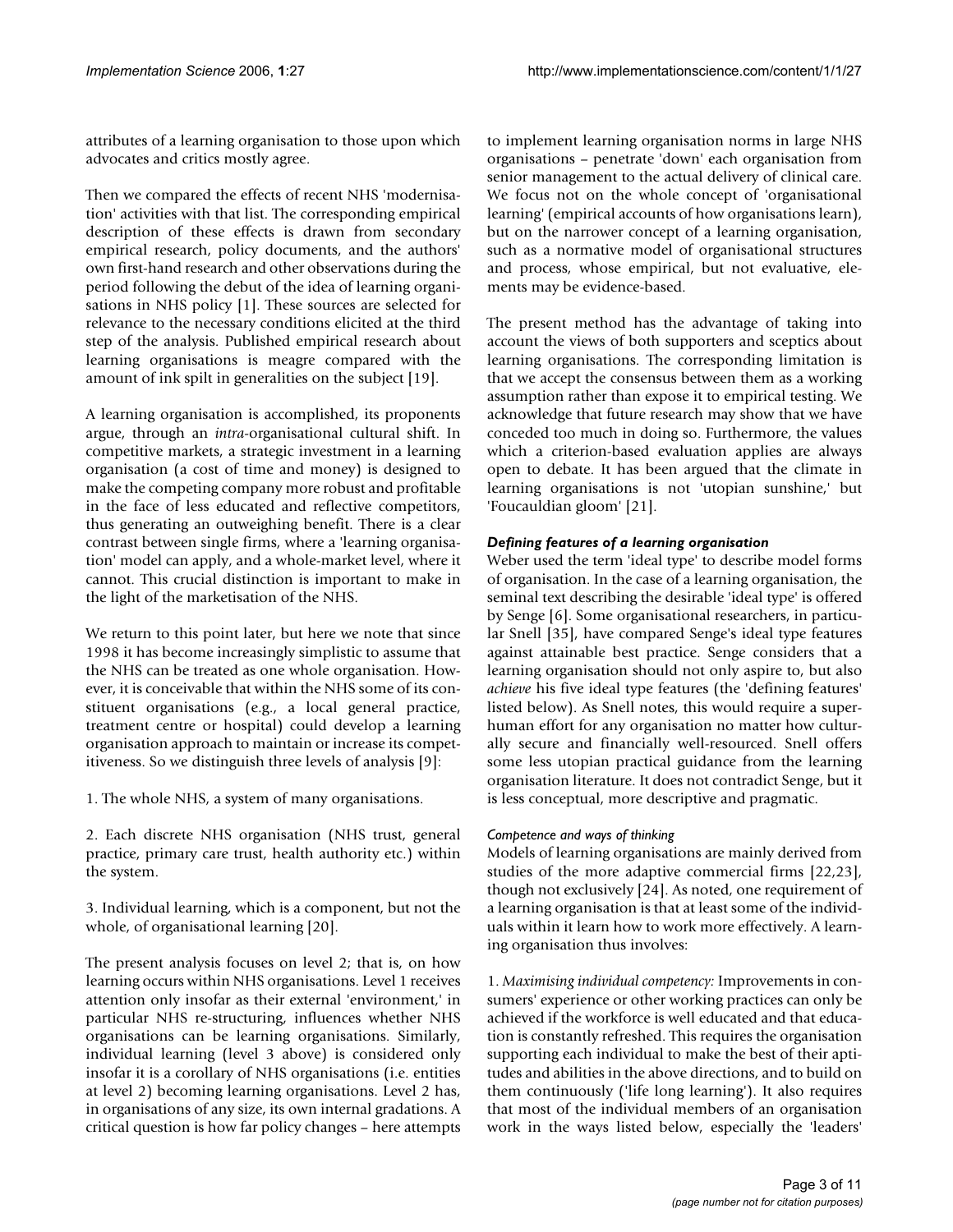attributes of a learning organisation to those upon which advocates and critics mostly agree.

Then we compared the effects of recent NHS 'modernisation' activities with that list. The corresponding empirical description of these effects is drawn from secondary empirical research, policy documents, and the authors' own first-hand research and other observations during the period following the debut of the idea of learning organisations in NHS policy [1]. These sources are selected for relevance to the necessary conditions elicited at the third step of the analysis. Published empirical research about learning organisations is meagre compared with the amount of ink spilt in generalities on the subject [19].

A learning organisation is accomplished, its proponents argue, through an *intra*-organisational cultural shift. In competitive markets, a strategic investment in a learning organisation (a cost of time and money) is designed to make the competing company more robust and profitable in the face of less educated and reflective competitors, thus generating an outweighing benefit. There is a clear contrast between single firms, where a 'learning organisation' model can apply, and a whole-market level, where it cannot. This crucial distinction is important to make in the light of the marketisation of the NHS.

We return to this point later, but here we note that since 1998 it has become increasingly simplistic to assume that the NHS can be treated as one whole organisation. However, it is conceivable that within the NHS some of its constituent organisations (e.g., a local general practice, treatment centre or hospital) could develop a learning organisation approach to maintain or increase its competitiveness. So we distinguish three levels of analysis [9]:

1. The whole NHS, a system of many organisations.

2. Each discrete NHS organisation (NHS trust, general practice, primary care trust, health authority etc.) within the system.

3. Individual learning, which is a component, but not the whole, of organisational learning [20].

The present analysis focuses on level 2; that is, on how learning occurs within NHS organisations. Level 1 receives attention only insofar as their external 'environment,' in particular NHS re-structuring, influences whether NHS organisations can be learning organisations. Similarly, individual learning (level 3 above) is considered only insofar it is a corollary of NHS organisations (i.e. entities at level 2) becoming learning organisations. Level 2 has, in organisations of any size, its own internal gradations. A critical question is how far policy changes – here attempts to implement learning organisation norms in large NHS organisations – penetrate 'down' each organisation from senior management to the actual delivery of clinical care. We focus not on the whole concept of 'organisational learning' (empirical accounts of how organisations learn), but on the narrower concept of a learning organisation, such as a normative model of organisational structures and process, whose empirical, but not evaluative, elements may be evidence-based.

The present method has the advantage of taking into account the views of both supporters and sceptics about learning organisations. The corresponding limitation is that we accept the consensus between them as a working assumption rather than expose it to empirical testing. We acknowledge that future research may show that we have conceded too much in doing so. Furthermore, the values which a criterion-based evaluation applies are always open to debate. It has been argued that the climate in learning organisations is not 'utopian sunshine,' but 'Foucauldian gloom' [21].

### *Defining features of a learning organisation*

Weber used the term 'ideal type' to describe model forms of organisation. In the case of a learning organisation, the seminal text describing the desirable 'ideal type' is offered by Senge [6]. Some organisational researchers, in particular Snell [35], have compared Senge's ideal type features against attainable best practice. Senge considers that a learning organisation should not only aspire to, but also *achieve* his five ideal type features (the 'defining features' listed below). As Snell notes, this would require a superhuman effort for any organisation no matter how culturally secure and financially well-resourced. Snell offers some less utopian practical guidance from the learning organisation literature. It does not contradict Senge, but it is less conceptual, more descriptive and pragmatic.

#### *Competence and ways of thinking*

Models of learning organisations are mainly derived from studies of the more adaptive commercial firms [22,23], though not exclusively [24]. As noted, one requirement of a learning organisation is that at least some of the individuals within it learn how to work more effectively. A learning organisation thus involves:

1. *Maximising individual competency:* Improvements in consumers' experience or other working practices can only be achieved if the workforce is well educated and that education is constantly refreshed. This requires the organisation supporting each individual to make the best of their aptitudes and abilities in the above directions, and to build on them continuously ('life long learning'). It also requires that most of the individual members of an organisation work in the ways listed below, especially the 'leaders'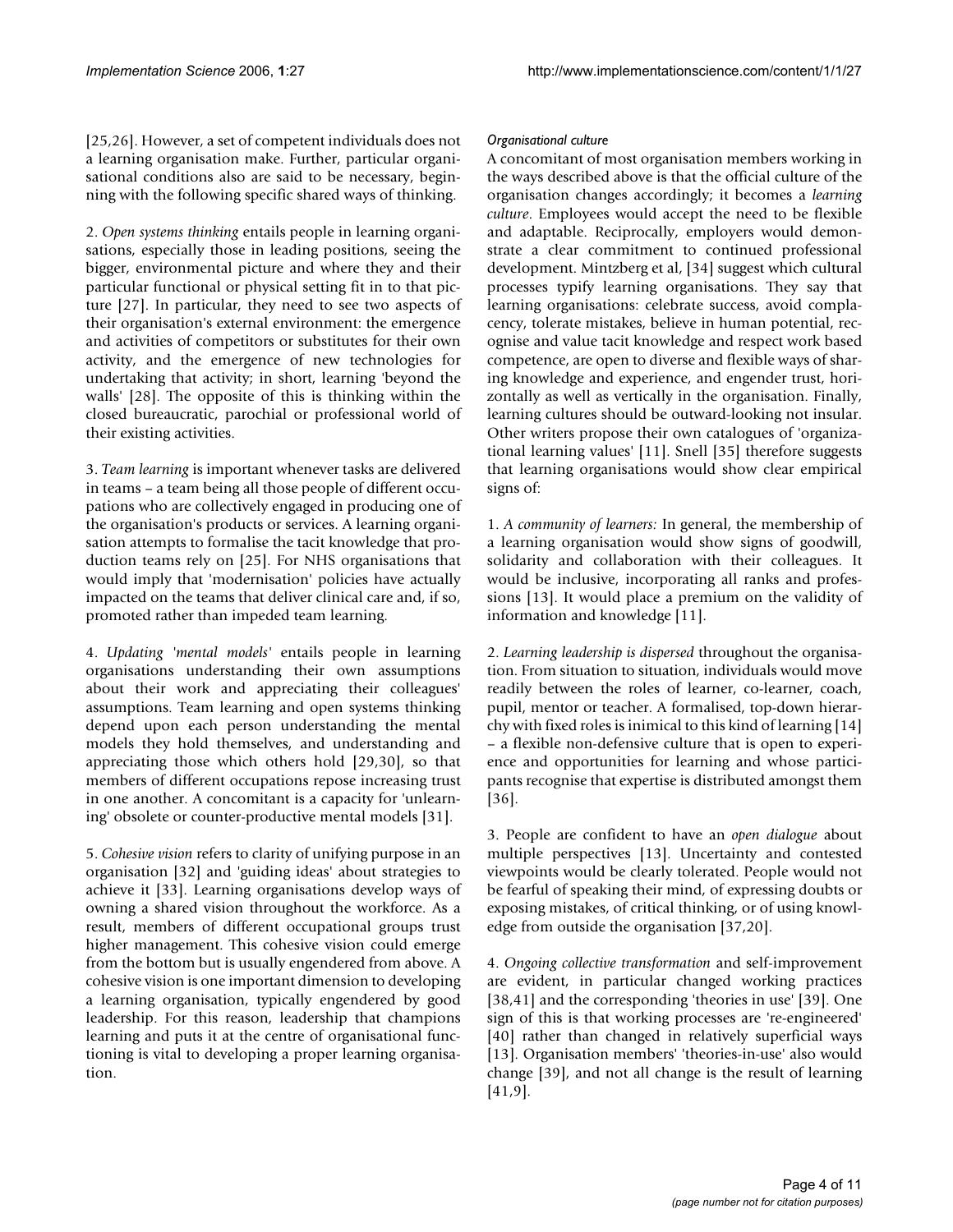[25,26]. However, a set of competent individuals does not a learning organisation make. Further, particular organisational conditions also are said to be necessary, beginning with the following specific shared ways of thinking.

2. *Open systems thinking* entails people in learning organisations, especially those in leading positions, seeing the bigger, environmental picture and where they and their particular functional or physical setting fit in to that picture [27]. In particular, they need to see two aspects of their organisation's external environment: the emergence and activities of competitors or substitutes for their own activity, and the emergence of new technologies for undertaking that activity; in short, learning 'beyond the walls' [28]. The opposite of this is thinking within the closed bureaucratic, parochial or professional world of their existing activities.

3. *Team learning* is important whenever tasks are delivered in teams – a team being all those people of different occupations who are collectively engaged in producing one of the organisation's products or services. A learning organisation attempts to formalise the tacit knowledge that production teams rely on [25]. For NHS organisations that would imply that 'modernisation' policies have actually impacted on the teams that deliver clinical care and, if so, promoted rather than impeded team learning.

4. *Updating 'mental models'* entails people in learning organisations understanding their own assumptions about their work and appreciating their colleagues' assumptions. Team learning and open systems thinking depend upon each person understanding the mental models they hold themselves, and understanding and appreciating those which others hold [29,30], so that members of different occupations repose increasing trust in one another. A concomitant is a capacity for 'unlearning' obsolete or counter-productive mental models [31].

5. *Cohesive vision* refers to clarity of unifying purpose in an organisation [32] and 'guiding ideas' about strategies to achieve it [33]. Learning organisations develop ways of owning a shared vision throughout the workforce. As a result, members of different occupational groups trust higher management. This cohesive vision could emerge from the bottom but is usually engendered from above. A cohesive vision is one important dimension to developing a learning organisation, typically engendered by good leadership. For this reason, leadership that champions learning and puts it at the centre of organisational functioning is vital to developing a proper learning organisation.

#### *Organisational culture*

A concomitant of most organisation members working in the ways described above is that the official culture of the organisation changes accordingly; it becomes a *learning culture*. Employees would accept the need to be flexible and adaptable. Reciprocally, employers would demonstrate a clear commitment to continued professional development. Mintzberg et al, [34] suggest which cultural processes typify learning organisations. They say that learning organisations: celebrate success, avoid complacency, tolerate mistakes, believe in human potential, recognise and value tacit knowledge and respect work based competence, are open to diverse and flexible ways of sharing knowledge and experience, and engender trust, horizontally as well as vertically in the organisation. Finally, learning cultures should be outward-looking not insular. Other writers propose their own catalogues of 'organizational learning values' [11]. Snell [35] therefore suggests that learning organisations would show clear empirical signs of:

1. *A community of learners:* In general, the membership of a learning organisation would show signs of goodwill, solidarity and collaboration with their colleagues. It would be inclusive, incorporating all ranks and professions [13]. It would place a premium on the validity of information and knowledge [11].

2. *Learning leadership is dispersed* throughout the organisation. From situation to situation, individuals would move readily between the roles of learner, co-learner, coach, pupil, mentor or teacher. A formalised, top-down hierarchy with fixed roles is inimical to this kind of learning [14] – a flexible non-defensive culture that is open to experience and opportunities for learning and whose participants recognise that expertise is distributed amongst them [36].

3. People are confident to have an *open dialogue* about multiple perspectives [13]. Uncertainty and contested viewpoints would be clearly tolerated. People would not be fearful of speaking their mind, of expressing doubts or exposing mistakes, of critical thinking, or of using knowledge from outside the organisation [37,20].

4. *Ongoing collective transformation* and self-improvement are evident, in particular changed working practices [38,41] and the corresponding 'theories in use' [39]. One sign of this is that working processes are 're-engineered' [40] rather than changed in relatively superficial ways [13]. Organisation members' 'theories-in-use' also would change [39], and not all change is the result of learning [41,9].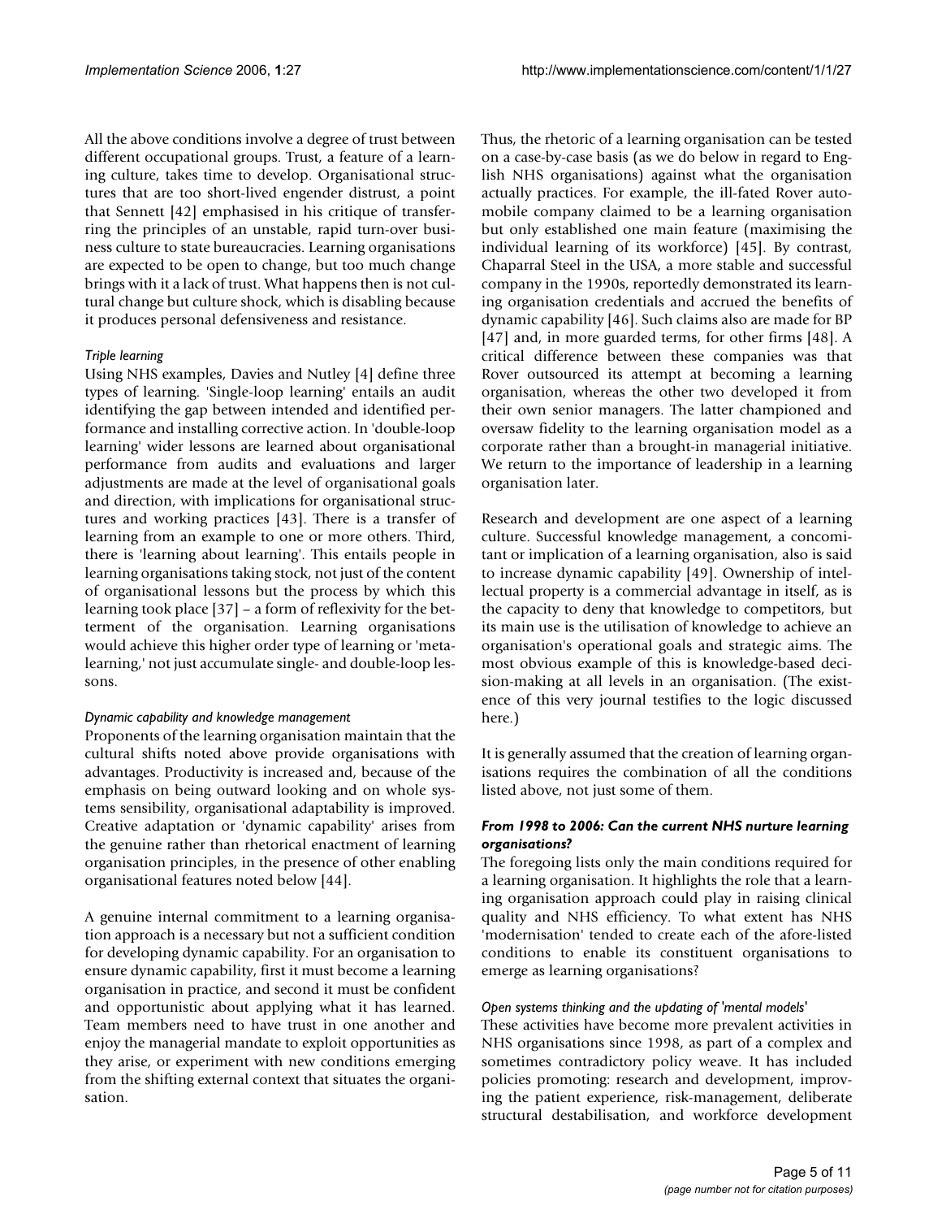All the above conditions involve a degree of trust between different occupational groups. Trust, a feature of a learning culture, takes time to develop. Organisational structures that are too short-lived engender distrust, a point that Sennett [42] emphasised in his critique of transferring the principles of an unstable, rapid turn-over business culture to state bureaucracies. Learning organisations are expected to be open to change, but too much change brings with it a lack of trust. What happens then is not cultural change but culture shock, which is disabling because it produces personal defensiveness and resistance.

#### *Triple learning*

Using NHS examples, Davies and Nutley [4] define three types of learning. 'Single-loop learning' entails an audit identifying the gap between intended and identified performance and installing corrective action. In 'double-loop learning' wider lessons are learned about organisational performance from audits and evaluations and larger adjustments are made at the level of organisational goals and direction, with implications for organisational structures and working practices [43]. There is a transfer of learning from an example to one or more others. Third, there is 'learning about learning'. This entails people in learning organisations taking stock, not just of the content of organisational lessons but the process by which this learning took place [37] – a form of reflexivity for the betterment of the organisation. Learning organisations would achieve this higher order type of learning or 'meta-learning,' not just accumulate single- and double-loop lessons.

#### *Dynamic capability and knowledge management*

Proponents of the learning organisation maintain that the cultural shifts noted above provide organisations with advantages. Productivity is increased and, because of the emphasis on being outward looking and on whole systems sensibility, organisational adaptability is improved. Creative adaptation or 'dynamic capability' arises from the genuine rather than rhetorical enactment of learning organisation principles, in the presence of other enabling organisational features noted below [44].

A genuine internal commitment to a learning organisation approach is a necessary but not a sufficient condition for developing dynamic capability. For an organisation to ensure dynamic capability, first it must become a learning organisation in practice, and second it must be confident and opportunistic about applying what it has learned. Team members need to have trust in one another and enjoy the managerial mandate to exploit opportunities as they arise, or experiment with new conditions emerging from the shifting external context that situates the organisation.

Thus, the rhetoric of a learning organisation can be tested on a case-by-case basis (as we do below in regard to English NHS organisations) against what the organisation actually practices. For example, the ill-fated Rover automobile company claimed to be a learning organisation but only established one main feature (maximising the individual learning of its workforce) [45]. By contrast, Chaparral Steel in the USA, a more stable and successful company in the 1990s, reportedly demonstrated its learning organisation credentials and accrued the benefits of dynamic capability [46]. Such claims also are made for BP [47] and, in more guarded terms, for other firms [48]. A critical difference between these companies was that Rover outsourced its attempt at becoming a learning organisation, whereas the other two developed it from their own senior managers. The latter championed and oversaw fidelity to the learning organisation model as a corporate rather than a brought-in managerial initiative. We return to the importance of leadership in a learning organisation later.

Research and development are one aspect of a learning culture. Successful knowledge management, a concomitant or implication of a learning organisation, also is said to increase dynamic capability [49]. Ownership of intellectual property is a commercial advantage in itself, as is the capacity to deny that knowledge to competitors, but its main use is the utilisation of knowledge to achieve an organisation's operational goals and strategic aims. The most obvious example of this is knowledge-based decision-making at all levels in an organisation. (The existence of this very journal testifies to the logic discussed here.)

It is generally assumed that the creation of learning organisations requires the combination of all the conditions listed above, not just some of them.

### *From 1998 to 2006: Can the current NHS nurture learning organisations?*

The foregoing lists only the main conditions required for a learning organisation. It highlights the role that a learning organisation approach could play in raising clinical quality and NHS efficiency. To what extent has NHS 'modernisation' tended to create each of the afore-listed conditions to enable its constituent organisations to emerge as learning organisations?

#### *Open systems thinking and the updating of 'mental models'*

These activities have become more prevalent activities in NHS organisations since 1998, as part of a complex and sometimes contradictory policy weave. It has included policies promoting: research and development, improving the patient experience, risk-management, deliberate structural destabilisation, and workforce development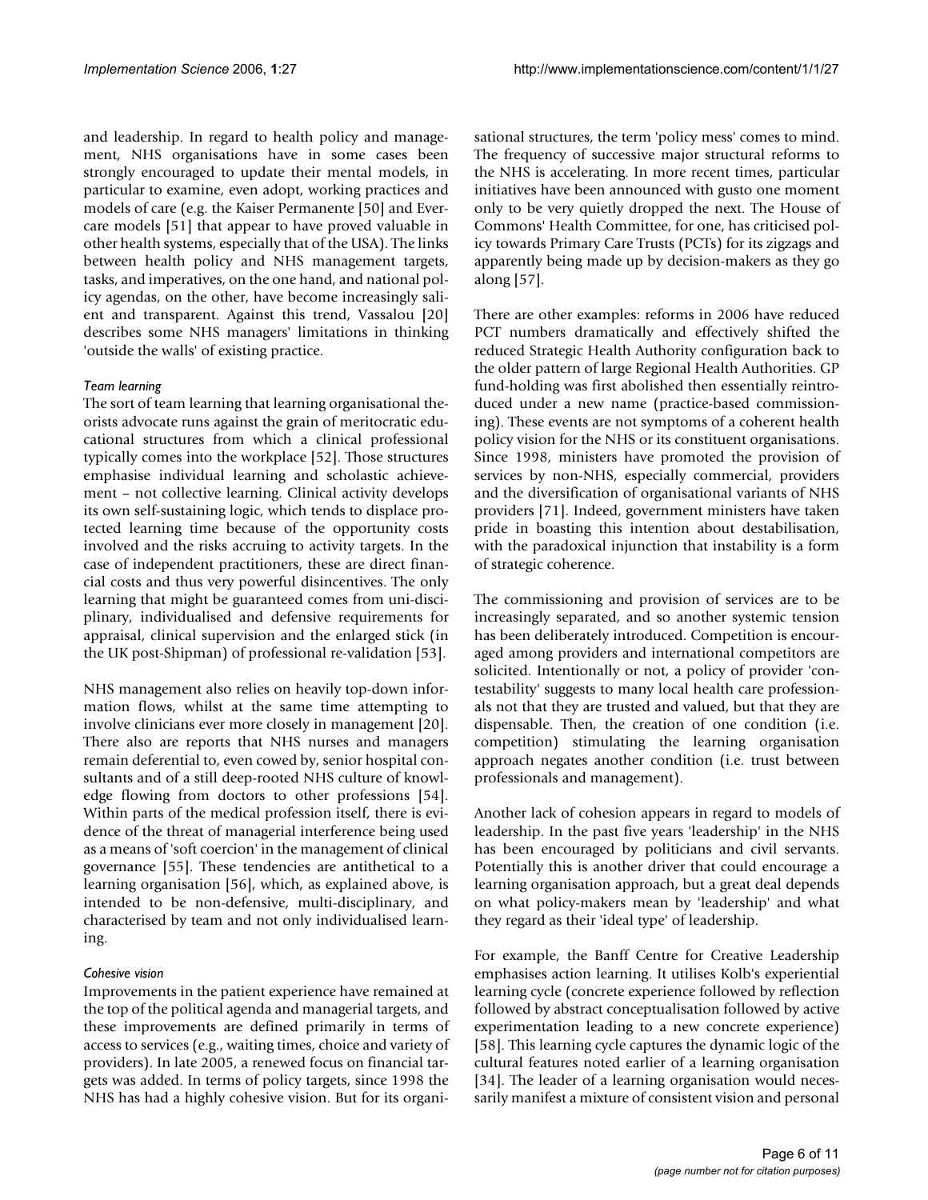and leadership. In regard to health policy and management, NHS organisations have in some cases been strongly encouraged to update their mental models, in particular to examine, even adopt, working practices and models of care (e.g. the Kaiser Permanente [50] and Evercare models [51] that appear to have proved valuable in other health systems, especially that of the USA). The links between health policy and NHS management targets, tasks, and imperatives, on the one hand, and national policy agendas, on the other, have become increasingly salient and transparent. Against this trend, Vassalou [20] describes some NHS managers' limitations in thinking 'outside the walls' of existing practice.

*Team learning*

The sort of team learning that learning organisational theorists advocate runs against the grain of meritocratic educational structures from which a clinical professional typically comes into the workplace [52]. Those structures emphasise individual learning and scholastic achievement – not collective learning. Clinical activity develops its own self-sustaining logic, which tends to displace protected learning time because of the opportunity costs involved and the risks accruing to activity targets. In the case of independent practitioners, these are direct financial costs and thus very powerful disincentives. The only learning that might be guaranteed comes from uni-disciplinary, individualised and defensive requirements for appraisal, clinical supervision and the enlarged stick (in the UK post-Shipman) of professional re-validation [53].

NHS management also relies on heavily top-down information flows, whilst at the same time attempting to involve clinicians ever more closely in management [20]. There also are reports that NHS nurses and managers remain deferential to, even cowed by, senior hospital consultants and of a still deep-rooted NHS culture of knowledge flowing from doctors to other professions [54]. Within parts of the medical profession itself, there is evidence of the threat of managerial interference being used as a means of 'soft coercion' in the management of clinical governance [55]. These tendencies are antithetical to a learning organisation [56], which, as explained above, is intended to be non-defensive, multi-disciplinary, and characterised by team and not only individualised learning.

*Cohesive vision*

Improvements in the patient experience have remained at the top of the political agenda and managerial targets, and these improvements are defined primarily in terms of access to services (e.g., waiting times, choice and variety of providers). In late 2005, a renewed focus on financial targets was added. In terms of policy targets, since 1998 the NHS has had a highly cohesive vision. But for its organisational structures, the term 'policy mess' comes to mind. The frequency of successive major structural reforms to the NHS is accelerating. In more recent times, particular initiatives have been announced with gusto one moment only to be very quietly dropped the next. The House of Commons' Health Committee, for one, has criticised policy towards Primary Care Trusts (PCTs) for its zigzags and apparently being made up by decision-makers as they go along [57].

There are other examples: reforms in 2006 have reduced PCT numbers dramatically and effectively shifted the reduced Strategic Health Authority configuration back to the older pattern of large Regional Health Authorities. GP fund-holding was first abolished then essentially reintroduced under a new name (practice-based commissioning). These events are not symptoms of a coherent health policy vision for the NHS or its constituent organisations. Since 1998, ministers have promoted the provision of services by non-NHS, especially commercial, providers and the diversification of organisational variants of NHS providers [71]. Indeed, government ministers have taken pride in boasting this intention about destabilisation, with the paradoxical injunction that instability is a form of strategic coherence.

The commissioning and provision of services are to be increasingly separated, and so another systemic tension has been deliberately introduced. Competition is encouraged among providers and international competitors are solicited. Intentionally or not, a policy of provider 'contestability' suggests to many local health care professionals not that they are trusted and valued, but that they are dispensable. Then, the creation of one condition (i.e. competition) stimulating the learning organisation approach negates another condition (i.e. trust between professionals and management).

Another lack of cohesion appears in regard to models of leadership. In the past five years 'leadership' in the NHS has been encouraged by politicians and civil servants. Potentially this is another driver that could encourage a learning organisation approach, but a great deal depends on what policy-makers mean by 'leadership' and what they regard as their 'ideal type' of leadership.

For example, the Banff Centre for Creative Leadership emphasises action learning. It utilises Kolb's experiential learning cycle (concrete experience followed by reflection followed by abstract conceptualisation followed by active experimentation leading to a new concrete experience) [58]. This learning cycle captures the dynamic logic of the cultural features noted earlier of a learning organisation [34]. The leader of a learning organisation would necessarily manifest a mixture of consistent vision and personal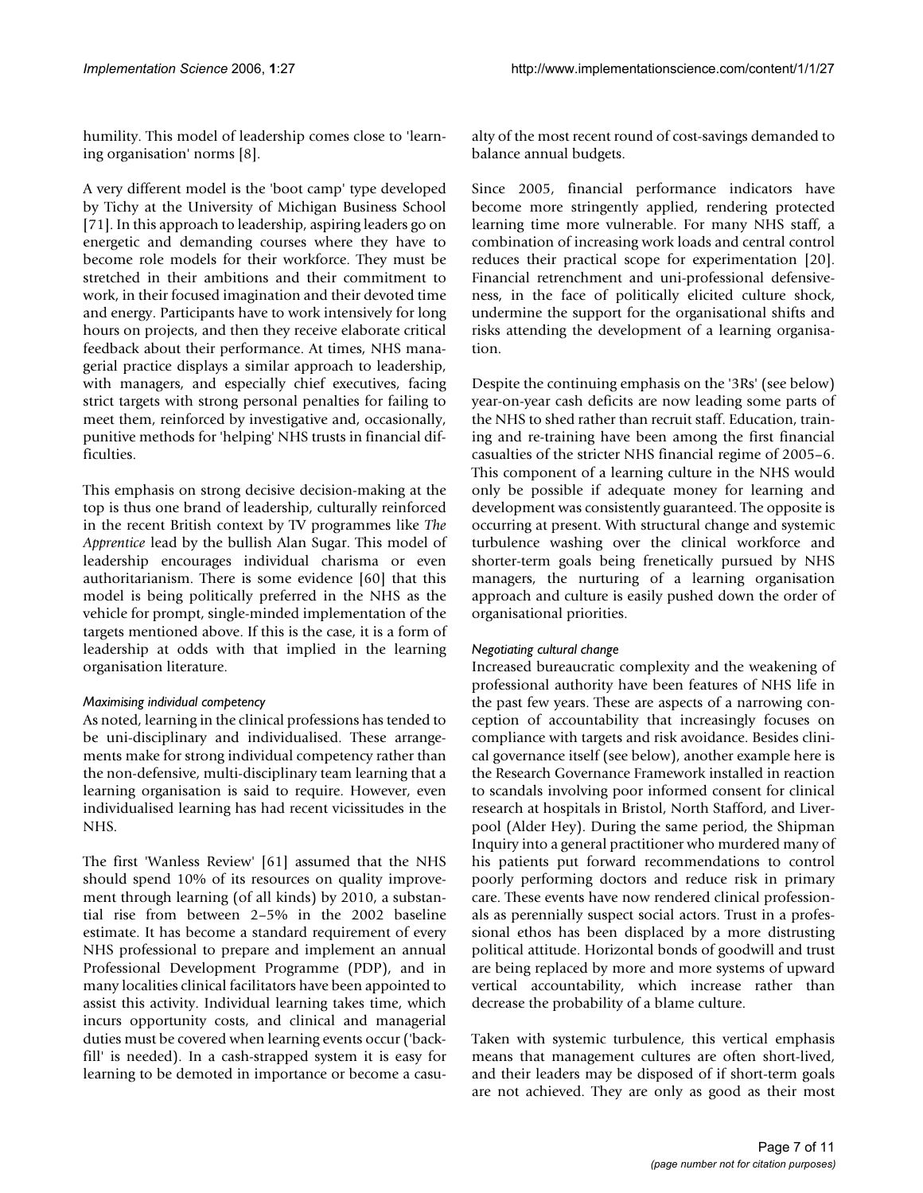humility. This model of leadership comes close to 'learning organisation' norms [8].

A very different model is the 'boot camp' type developed by Tichy at the University of Michigan Business School [71]. In this approach to leadership, aspiring leaders go on energetic and demanding courses where they have to become role models for their workforce. They must be stretched in their ambitions and their commitment to work, in their focused imagination and their devoted time and energy. Participants have to work intensively for long hours on projects, and then they receive elaborate critical feedback about their performance. At times, NHS managerial practice displays a similar approach to leadership, with managers, and especially chief executives, facing strict targets with strong personal penalties for failing to meet them, reinforced by investigative and, occasionally, punitive methods for 'helping' NHS trusts in financial difficulties.

This emphasis on strong decisive decision-making at the top is thus one brand of leadership, culturally reinforced in the recent British context by TV programmes like *The Apprentice* lead by the bullish Alan Sugar. This model of leadership encourages individual charisma or even authoritarianism. There is some evidence [60] that this model is being politically preferred in the NHS as the vehicle for prompt, single-minded implementation of the targets mentioned above. If this is the case, it is a form of leadership at odds with that implied in the learning organisation literature.

### *Maximising individual competency*

As noted, learning in the clinical professions has tended to be uni-disciplinary and individualised. These arrangements make for strong individual competency rather than the non-defensive, multi-disciplinary team learning that a learning organisation is said to require. However, even individualised learning has had recent vicissitudes in the NHS.

The first 'Wanless Review' [61] assumed that the NHS should spend 10% of its resources on quality improvement through learning (of all kinds) by 2010, a substantial rise from between 2–5% in the 2002 baseline estimate. It has become a standard requirement of every NHS professional to prepare and implement an annual Professional Development Programme (PDP), and in many localities clinical facilitators have been appointed to assist this activity. Individual learning takes time, which incurs opportunity costs, and clinical and managerial duties must be covered when learning events occur ('backfill' is needed). In a cash-strapped system it is easy for learning to be demoted in importance or become a casualty of the most recent round of cost-savings demanded to balance annual budgets.

Since 2005, financial performance indicators have become more stringently applied, rendering protected learning time more vulnerable. For many NHS staff, a combination of increasing work loads and central control reduces their practical scope for experimentation [20]. Financial retrenchment and uni-professional defensiveness, in the face of politically elicited culture shock, undermine the support for the organisational shifts and risks attending the development of a learning organisation.

Despite the continuing emphasis on the '3Rs' (see below) year-on-year cash deficits are now leading some parts of the NHS to shed rather than recruit staff. Education, training and re-training have been among the first financial casualties of the stricter NHS financial regime of 2005–6. This component of a learning culture in the NHS would only be possible if adequate money for learning and development was consistently guaranteed. The opposite is occurring at present. With structural change and systemic turbulence washing over the clinical workforce and shorter-term goals being frenetically pursued by NHS managers, the nurturing of a learning organisation approach and culture is easily pushed down the order of organisational priorities.

### *Negotiating cultural change*

Increased bureaucratic complexity and the weakening of professional authority have been features of NHS life in the past few years. These are aspects of a narrowing conception of accountability that increasingly focuses on compliance with targets and risk avoidance. Besides clinical governance itself (see below), another example here is the Research Governance Framework installed in reaction to scandals involving poor informed consent for clinical research at hospitals in Bristol, North Stafford, and Liverpool (Alder Hey). During the same period, the Shipman Inquiry into a general practitioner who murdered many of his patients put forward recommendations to control poorly performing doctors and reduce risk in primary care. These events have now rendered clinical professionals as perennially suspect social actors. Trust in a professional ethos has been displaced by a more distrusting political attitude. Horizontal bonds of goodwill and trust are being replaced by more and more systems of upward vertical accountability, which increase rather than decrease the probability of a blame culture.

Taken with systemic turbulence, this vertical emphasis means that management cultures are often short-lived, and their leaders may be disposed of if short-term goals are not achieved. They are only as good as their most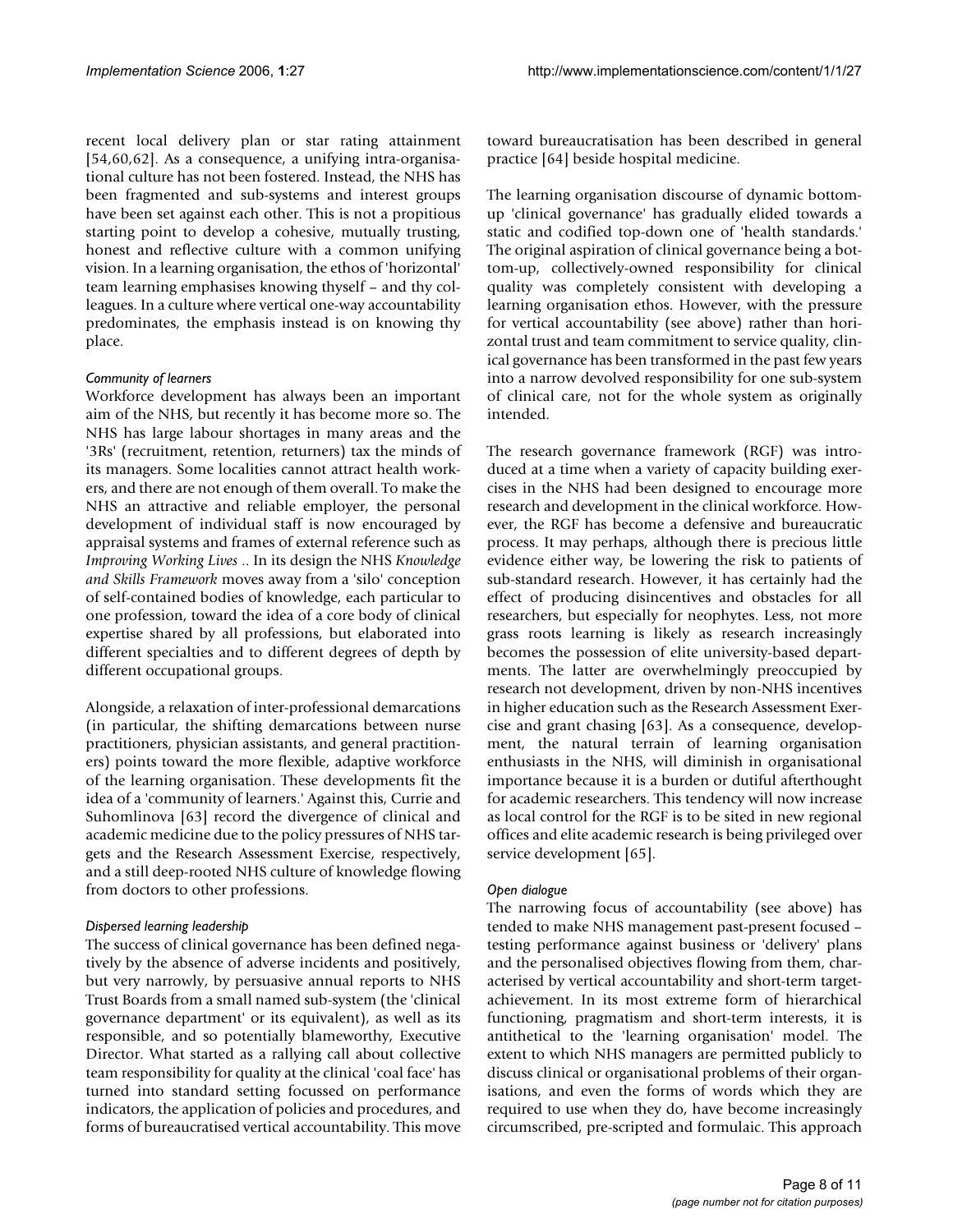recent local delivery plan or star rating attainment [54,60,62]. As a consequence, a unifying intra-organisational culture has not been fostered. Instead, the NHS has been fragmented and sub-systems and interest groups have been set against each other. This is not a propitious starting point to develop a cohesive, mutually trusting, honest and reflective culture with a common unifying vision. In a learning organisation, the ethos of 'horizontal' team learning emphasises knowing thyself – and thy colleagues. In a culture where vertical one-way accountability predominates, the emphasis instead is on knowing thy place.

*Community of learners*

Workforce development has always been an important aim of the NHS, but recently it has become more so. The NHS has large labour shortages in many areas and the '3Rs' (recruitment, retention, returners) tax the minds of its managers. Some localities cannot attract health workers, and there are not enough of them overall. To make the NHS an attractive and reliable employer, the personal development of individual staff is now encouraged by appraisal systems and frames of external reference such as *Improving Working Lives* .. In its design the NHS *Knowledge and Skills Framework* moves away from a 'silo' conception of self-contained bodies of knowledge, each particular to one profession, toward the idea of a core body of clinical expertise shared by all professions, but elaborated into different specialties and to different degrees of depth by different occupational groups.

Alongside, a relaxation of inter-professional demarcations (in particular, the shifting demarcations between nurse practitioners, physician assistants, and general practitioners) points toward the more flexible, adaptive workforce of the learning organisation. These developments fit the idea of a 'community of learners.' Against this, Currie and Suhomlinova [63] record the divergence of clinical and academic medicine due to the policy pressures of NHS targets and the Research Assessment Exercise, respectively, and a still deep-rooted NHS culture of knowledge flowing from doctors to other professions.

*Dispersed learning leadership*

The success of clinical governance has been defined negatively by the absence of adverse incidents and positively, but very narrowly, by persuasive annual reports to NHS Trust Boards from a small named sub-system (the 'clinical governance department' or its equivalent), as well as its responsible, and so potentially blameworthy, Executive Director. What started as a rallying call about collective team responsibility for quality at the clinical 'coal face' has turned into standard setting focussed on performance indicators, the application of policies and procedures, and forms of bureaucratised vertical accountability. This move toward bureaucratisation has been described in general practice [64] beside hospital medicine.

The learning organisation discourse of dynamic bottom-up 'clinical governance' has gradually elided towards a static and codified top-down one of 'health standards.' The original aspiration of clinical governance being a bottom-up, collectively-owned responsibility for clinical quality was completely consistent with developing a learning organisation ethos. However, with the pressure for vertical accountability (see above) rather than horizontal trust and team commitment to service quality, clinical governance has been transformed in the past few years into a narrow devolved responsibility for one sub-system of clinical care, not for the whole system as originally intended.

The research governance framework (RGF) was introduced at a time when a variety of capacity building exercises in the NHS had been designed to encourage more research and development in the clinical workforce. However, the RGF has become a defensive and bureaucratic process. It may perhaps, although there is precious little evidence either way, be lowering the risk to patients of sub-standard research. However, it has certainly had the effect of producing disincentives and obstacles for all researchers, but especially for neophytes. Less, not more grass roots learning is likely as research increasingly becomes the possession of elite university-based departments. The latter are overwhelmingly preoccupied by research not development, driven by non-NHS incentives in higher education such as the Research Assessment Exercise and grant chasing [63]. As a consequence, development, the natural terrain of learning organisation enthusiasts in the NHS, will diminish in organisational importance because it is a burden or dutiful afterthought for academic researchers. This tendency will now increase as local control for the RGF is to be sited in new regional offices and elite academic research is being privileged over service development [65].

*Open dialogue*

The narrowing focus of accountability (see above) has tended to make NHS management past-present focused – testing performance against business or 'delivery' plans and the personalised objectives flowing from them, characterised by vertical accountability and short-term target-achievement. In its most extreme form of hierarchical functioning, pragmatism and short-term interests, it is antithetical to the 'learning organisation' model. The extent to which NHS managers are permitted publicly to discuss clinical or organisational problems of their organisations, and even the forms of words which they are required to use when they do, have become increasingly circumscribed, pre-scripted and formulaic. This approach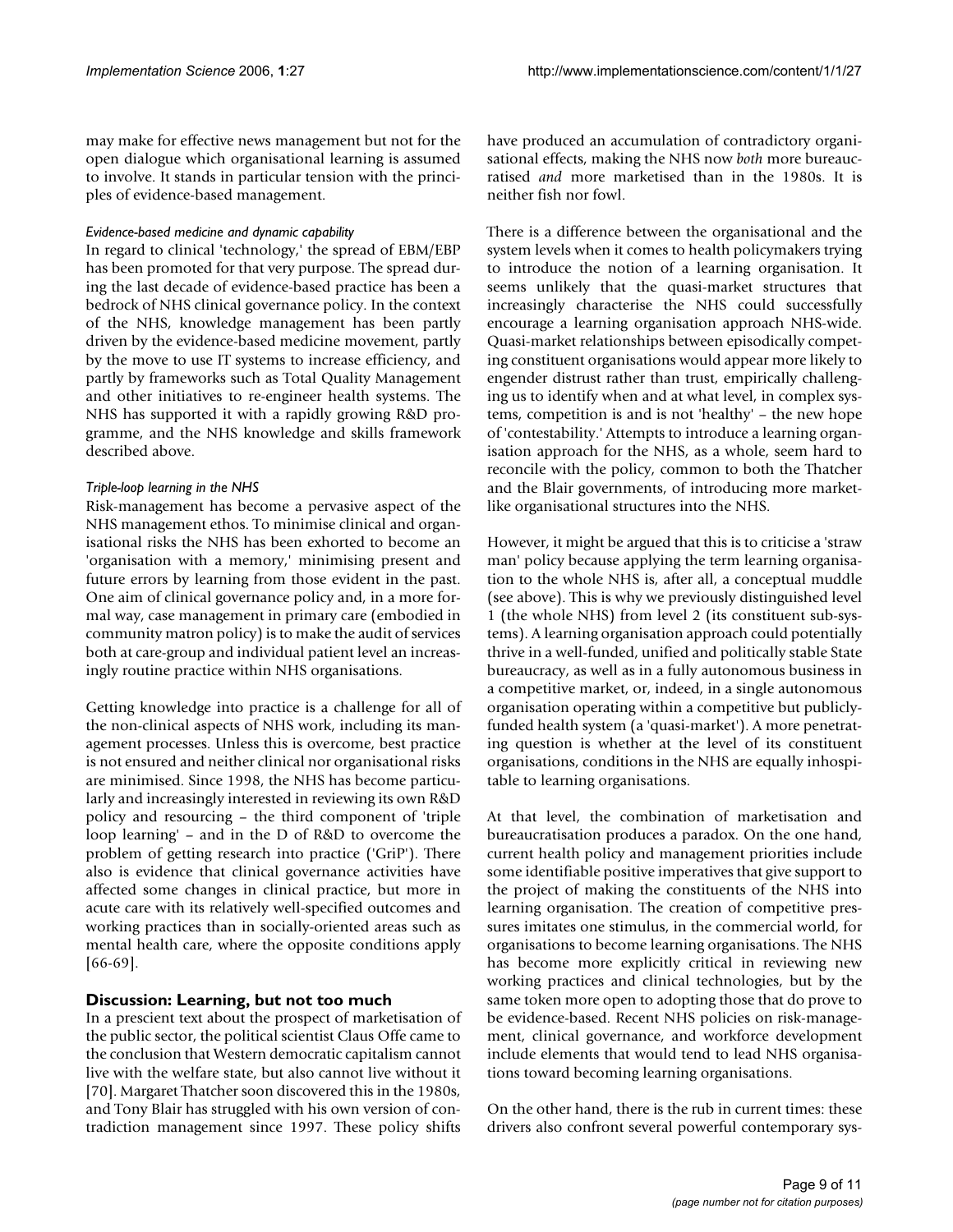may make for effective news management but not for the open dialogue which organisational learning is assumed to involve. It stands in particular tension with the principles of evidence-based management.

#### *Evidence-based medicine and dynamic capability*

In regard to clinical 'technology,' the spread of EBM/EBP has been promoted for that very purpose. The spread during the last decade of evidence-based practice has been a bedrock of NHS clinical governance policy. In the context of the NHS, knowledge management has been partly driven by the evidence-based medicine movement, partly by the move to use IT systems to increase efficiency, and partly by frameworks such as Total Quality Management and other initiatives to re-engineer health systems. The NHS has supported it with a rapidly growing R&D programme, and the NHS knowledge and skills framework described above.

#### *Triple-loop learning in the NHS*

Risk-management has become a pervasive aspect of the NHS management ethos. To minimise clinical and organisational risks the NHS has been exhorted to become an 'organisation with a memory,' minimising present and future errors by learning from those evident in the past. One aim of clinical governance policy and, in a more formal way, case management in primary care (embodied in community matron policy) is to make the audit of services both at care-group and individual patient level an increasingly routine practice within NHS organisations.

Getting knowledge into practice is a challenge for all of the non-clinical aspects of NHS work, including its management processes. Unless this is overcome, best practice is not ensured and neither clinical nor organisational risks are minimised. Since 1998, the NHS has become particularly and increasingly interested in reviewing its own R&D policy and resourcing – the third component of 'triple loop learning' – and in the D of R&D to overcome the problem of getting research into practice ('GriP'). There also is evidence that clinical governance activities have affected some changes in clinical practice, but more in acute care with its relatively well-specified outcomes and working practices than in socially-oriented areas such as mental health care, where the opposite conditions apply [66-69].

## Discussion: Learning, but not too much

In a prescient text about the prospect of marketisation of the public sector, the political scientist Claus Offe came to the conclusion that Western democratic capitalism cannot live with the welfare state, but also cannot live without it [70]. Margaret Thatcher soon discovered this in the 1980s, and Tony Blair has struggled with his own version of contradiction management since 1997. These policy shifts have produced an accumulation of contradictory organisational effects, making the NHS now *both* more bureaucratised *and* more marketised than in the 1980s. It is neither fish nor fowl.

There is a difference between the organisational and the system levels when it comes to health policymakers trying to introduce the notion of a learning organisation. It seems unlikely that the quasi-market structures that increasingly characterise the NHS could successfully encourage a learning organisation approach NHS-wide. Quasi-market relationships between episodically competing constituent organisations would appear more likely to engender distrust rather than trust, empirically challenging us to identify when and at what level, in complex systems, competition is and is not 'healthy' – the new hope of 'contestability.' Attempts to introduce a learning organisation approach for the NHS, as a whole, seem hard to reconcile with the policy, common to both the Thatcher and the Blair governments, of introducing more market-like organisational structures into the NHS.

However, it might be argued that this is to criticise a 'straw man' policy because applying the term learning organisation to the whole NHS is, after all, a conceptual muddle (see above). This is why we previously distinguished level 1 (the whole NHS) from level 2 (its constituent sub-systems). A learning organisation approach could potentially thrive in a well-funded, unified and politically stable State bureaucracy, as well as in a fully autonomous business in a competitive market, or, indeed, in a single autonomous organisation operating within a competitive but publicly-funded health system (a 'quasi-market'). A more penetrating question is whether at the level of its constituent organisations, conditions in the NHS are equally inhospitable to learning organisations.

At that level, the combination of marketisation and bureaucratisation produces a paradox. On the one hand, current health policy and management priorities include some identifiable positive imperatives that give support to the project of making the constituents of the NHS into learning organisation. The creation of competitive pressures imitates one stimulus, in the commercial world, for organisations to become learning organisations. The NHS has become more explicitly critical in reviewing new working practices and clinical technologies, but by the same token more open to adopting those that do prove to be evidence-based. Recent NHS policies on risk-management, clinical governance, and workforce development include elements that would tend to lead NHS organisations toward becoming learning organisations.

On the other hand, there is the rub in current times: these drivers also confront several powerful contemporary sys-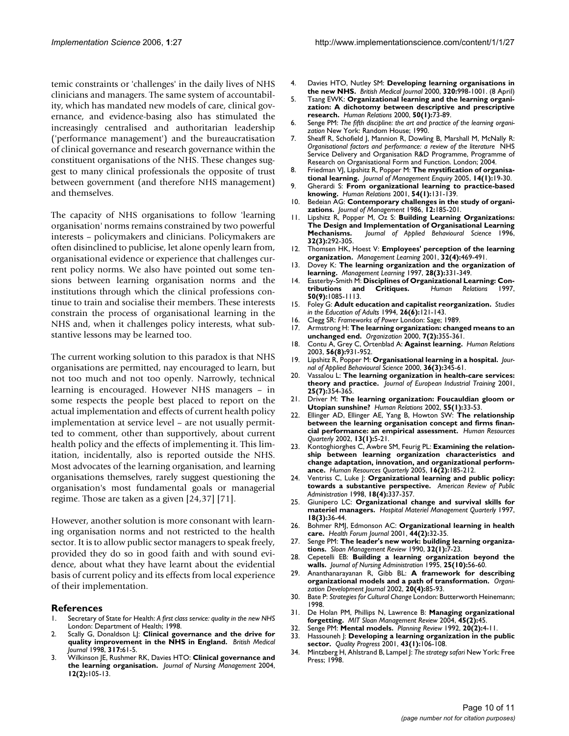temic constraints or 'challenges' in the daily lives of NHS clinicians and managers. The same system of accountability, which has mandated new models of care, clinical governance, and evidence-basing also has stimulated the increasingly centralised and authoritarian leadership ('performance management') and the bureaucratisation of clinical governance and research governance within the constituent organisations of the NHS. These changes suggest to many clinical professionals the opposite of trust between government (and therefore NHS management) and themselves.

The capacity of NHS organisations to follow 'learning organisation' norms remains constrained by two powerful interests – policymakers and clinicians. Policymakers are often disinclined to publicise, let alone openly learn from, organisational evidence or experience that challenges current policy norms. We also have pointed out some tensions between learning organisation norms and the institutions through which the clinical professions continue to train and socialise their members. These interests constrain the process of organisational learning in the NHS and, when it challenges policy interests, what substantive lessons may be learned too.

The current working solution to this paradox is that NHS organisations are permitted, nay encouraged to learn, but not too much and not too openly. Narrowly, technical learning is encouraged. However NHS managers – in some respects the people best placed to report on the actual implementation and effects of current health policy implementation at service level – are not usually permitted to comment, other than supportively, about current health policy and the effects of implementing it. This limitation, incidentally, also is reported outside the NHS. Most advocates of the learning organisation, and learning organisations themselves, rarely suggest questioning the organisation's most fundamental goals or managerial regime. Those are taken as a given [24,37] [71].

However, another solution is more consonant with learning organisation norms and not restricted to the health sector. It is to allow public sector managers to speak freely, provided they do so in good faith and with sound evidence, about what they have learnt about the evidential basis of current policy and its effects from local experience of their implementation.

## References

1. Secretary of State for Health: *A first class service: quality in the new NHS* London: Department of Health; 1998.
2. Scally G, Donaldson LJ: **Clinical governance and the drive for quality improvement in the NHS in England.** *British Medical Journal* 1998, **317:**61-5.
3. Wilkinson JE, Rushmer RK, Davies HTO: **Clinical governance and the learning organisation.** *Journal of Nursing Management* 2004, **12(2):**105-13.
4. Davies HTO, Nutley SM: **Developing learning organisations in the new NHS.** *British Medical Journal* 2000, **320:**998-1001. (8 April)
5. Tsang EWK: **Organizational learning and the learning organization: A dichotomy between descriptive and prescriptive research.** *Human Relations* 2000, **50(1):**73-89.
6. Senge PM: *The fifth discipline: the art and practice of the learning organization* New York: Random House; 1990.
7. Sheaff R, Schofield J, Mannion R, Dowling B, Marshall M, McNally R: *Organisational factors and performance: a review of the literature* NHS Service Delivery and Organisation R&D Programme, Programme of Research on Organisational Form and Function. London; 2004.
8. Friedman VJ, Lipshitz R, Popper M: **The mystification of organisational learning.** *Journal of Management Enquiry* 2005, **14(1):**19-30.
9. Gherardi S: **From organizational learning to practice-based knowing.** *Human Relations* 2001, **54(1):**131-139.
10. Bedeian AG: **Contemporary challenges in the study of organizations.** *Journal of Management* 1986, **12:**185-201.
11. Lipshitz R, Popper M, Oz S: **Building Learning Organizations: The Design and Implementation of Organisational Learning Mechanisms.** *Journal of Applied Behavioural Science* 1996, **32(3):**292-305.
12. Thomsen HK, Hoest V: **Employees' perception of the learning organization.** *Management Learning* 2001, **32(4):**469-491.
13. Dovey K: **The learning organization and the organization of learning.** *Management Learning* 1997, **28(3):**331-349.
14. Easterby-Smith M: **Disciplines of Organizational Learning: Contributions and Critiques.** *Human Relations* 1997, **50(9):**1085-1113.
15. Foley G: **Adult education and capitalist reorganization.** *Studies in the Education of Adults* 1994, **26(6):**121-143.
16. Clegg SR: *Frameworks of Power* London: Sage; 1989.
17. Armstrong H: **The learning organization: changed means to an unchanged end.** *Organization* 2000, **7(2):**355-361.
18. Contu A, Grey C, Örtenblad A: **Against learning.** *Human Relations* 2003, **56(8):**931-952.
19. Lipshitz R, Popper M: **Organisational learning in a hospital.** *Journal of Applied Behavioural Science* 2000, **36(3):**345-61.
20. Vassalou L: **The learning organization in health-care services: theory and practice.** *Journal of European Industrial Training* 2001, **25(7):**354-365.
21. Driver M: **The learning organization: Foucauldian gloom or Utopian sunshine?** *Human Relations* 2002, **55(1):**33-53.
22. Ellinger AD, Ellinger AE, Yang B, Howton SW: **The relationship between the learning organisation concept and firms financial performance: an empirical assessment.** *Human Resources Quarterly* 2002, **13(1):**5-21.
23. Kontoghiorghes C, Awbre SM, Feurig PL: **Examining the relationship between learning organization characteristics and change adaptation, innovation, and organizational performance.** *Human Resources Quarterly* 2005, **16(2):**185-212.
24. Ventriss C, Luke J: **Organizational learning and public policy: towards a substantive perspective.** *American Review of Public Administration* 1998, **18(4):**337-357.
25. Giunipero LC: **Organizational change and survival skills for materiel managers.** *Hospital Materiel Management Quarterly* 1997, **18(3):**36-44.
26. Bohmer RMJ, Edmonson AC: **Organizational learning in health care.** *Health Forum Journal* 2001, **44(2):**32-35.
27. Senge PM: **The leader's new work: building learning organizations.** *Sloan Management Review* 1990, **32(1):**7-23.
28. Cepetelli EB: **Building a learning organization beyond the walls.** *Journal of Nursing Administration* 1995, **25(10):**56-60.
29. Ananthanarayanan R, Gibb BL: **A framework for describing organizational models and a path of transformation.** *Organization Development Journal* 2002, **20(4):**85-93.
30. Bate P: *Strategies for Cultural Change* London: Butterworth Heinemann; 1998.
31. De Holan PM, Phillips N, Lawrence B: **Managing organizational forgetting.** *MIT Sloan Management Review* 2004, **45(2):**45.
32. Senge PM: **Mental models.** *Planning Review* 1992, **20(2):**4-11.
33. Hassouneh J: **Developing a learning organization in the public sector.** *Quality Progress* 2001, **43(1):**106-108.
34. Mintzberg H, Ahlstrand B, Lampel J: *The strategy safari* New York: Free Press; 1998.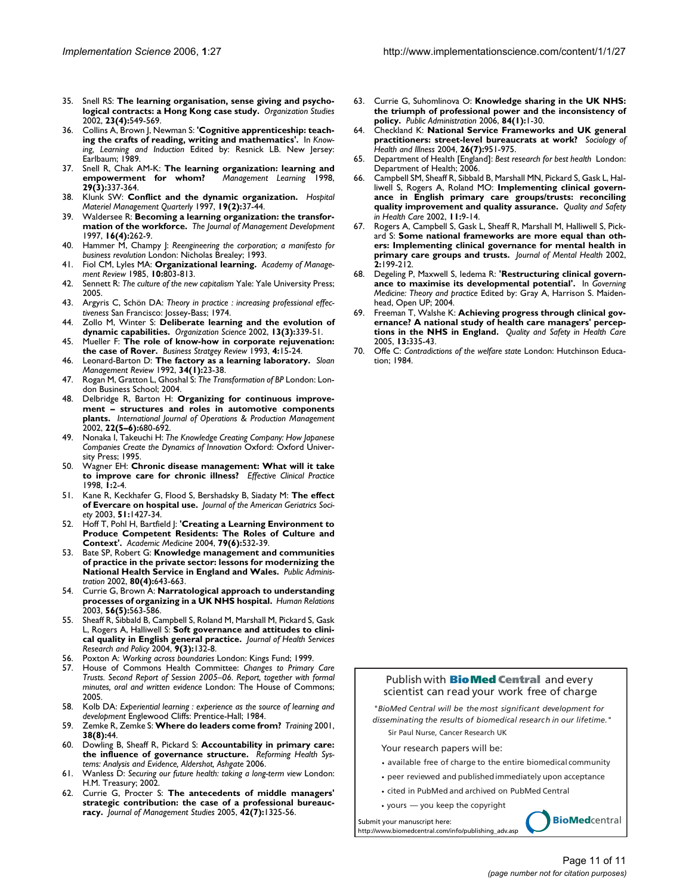35. Snell RS: **The learning organisation, sense giving and psychological contracts: a Hong Kong case study.** *Organization Studies* 2002, **23(4):**549-569.
36. Collins A, Brown J, Newman S: **'Cognitive apprenticeship: teaching the crafts of reading, writing and mathematics'.** In *Knowing, Learning and Induction* Edited by: Resnick LB. New Jersey: Earlbaum; 1989.
37. Snell R, Chak AM-K: **The learning organization: learning and empowerment for whom?** *Management Learning* 1998, **29(3):**337-364.
38. Klunk SW: **Conflict and the dynamic organization.** *Hospital Materiel Management Quarterly* 1997, **19(2):**37-44.
39. Waldersee R: **Becoming a learning organization: the transformation of the workforce.** *The Journal of Management Development* 1997, **16(4):**262-9.
40. Hammer M, Champy J: *Reengineering the corporation; a manifesto for business revolution* London: Nicholas Brealey; 1993.
41. Fiol CM, Lyles MA: **Organizational learning.** *Academy of Management Review* 1985, **10:**803-813.
42. Sennett R: *The culture of the new capitalism* Yale: Yale University Press; 2005.
43. Argyris C, Schön DA: *Theory in practice : increasing professional effectiveness* San Francisco: Jossey-Bass; 1974.
44. Zollo M, Winter S: **Deliberate learning and the evolution of dynamic capabilities.** *Organization Science* 2002, **13(3):**339-51.
45. Mueller F: **The role of know-how in corporate rejuvenation: the case of Rover.** *Business Stratgey Review* 1993, **4:**15-24.
46. Leonard-Barton D: **The factory as a learning laboratory.** *Sloan Management Review* 1992, **34(1):**23-38.
47. Rogan M, Gratton L, Ghoshal S: *The Transformation of BP* London: London Business School; 2004.
48. Delbridge R, Barton H: **Organizing for continuous improvement – structures and roles in automotive components plants.** *International Journal of Operations & Production Management* 2002, **22(5–6):**680-692.
49. Nonaka I, Takeuchi H: *The Knowledge Creating Company: How Japanese Companies Create the Dynamics of Innovation* Oxford: Oxford University Press; 1995.
50. Wagner EH: **Chronic disease management: What will it take to improve care for chronic illness?** *Effective Clinical Practice* 1998, **1:**2-4.
51. Kane R, Keckhafer G, Flood S, Bershadsky B, Siadaty M: **The effect of Evercare on hospital use.** *Journal of the American Geriatrics Society* 2003, **51:**1427-34.
52. Hoff T, Pohl H, Bartfield J: **'Creating a Learning Environment to Produce Competent Residents: The Roles of Culture and Context'.** *Academic Medicine* 2004, **79(6):**532-39.
53. Bate SP, Robert G: **Knowledge management and communities of practice in the private sector: lessons for modernizing the National Health Service in England and Wales.** *Public Administration* 2002, **80(4):**643-663.
54. Currie G, Brown A: **Narratological approach to understanding processes of organizing in a UK NHS hospital.** *Human Relations* 2003, **56(5):**563-586.
55. Sheaff R, Sibbald B, Campbell S, Roland M, Marshall M, Pickard S, Gask L, Rogers A, Halliwell S: **Soft governance and attitudes to clinical quality in English general practice.** *Journal of Health Services Research and Policy* 2004, **9(3):**132-8.
56. Poxton A: *Working across boundaries* London: Kings Fund; 1999.
57. House of Commons Health Committee: *Changes to Primary Care Trusts. Second Report of Session 2005–06. Report, together with formal minutes, oral and written evidence* London: The House of Commons; 2005.
58. Kolb DA: *Experiential learning : experience as the source of learning and development* Englewood Cliffs: Prentice-Hall; 1984.
59. Zemke R, Zemke S: **Where do leaders come from?** *Training* 2001, **38(8):**44.
60. Dowling B, Sheaff R, Pickard S: **Accountability in primary care: the influence of governance structure.** *Reforming Health Systems: Analysis and Evidence, Aldershot, Ashgate* 2006.
61. Wanless D: *Securing our future health: taking a long-term view* London: H.M. Treasury; 2002.
62. Currie G, Procter S: **The antecedents of middle managers' strategic contribution: the case of a professional bureaucracy.** *Journal of Management Studies* 2005, **42(7):**1325-56.
63. Currie G, Suhomlinova O: **Knowledge sharing in the UK NHS: the triumph of professional power and the inconsistency of policy.** *Public Administration* 2006, **84(1):**1-30.
64. Checkland K: **National Service Frameworks and UK general practitioners: street-level bureaucrats at work?** *Sociology of Health and Illness* 2004, **26(7):**951-975.
65. Department of Health [England]: *Best research for best health* London: Department of Health; 2006.
66. Campbell SM, Sheaff R, Sibbald B, Marshall MN, Pickard S, Gask L, Halliwell S, Rogers A, Roland MO: **Implementing clinical governance in English primary care groups/trusts: reconciling quality improvement and quality assurance.** *Quality and Safety in Health Care* 2002, **11:**9-14.
67. Rogers A, Campbell S, Gask L, Sheaff R, Marshall M, Halliwell S, Pickard S: **Some national frameworks are more equal than others: Implementing clinical governance for mental health in primary care groups and trusts.** *Journal of Mental Health* 2002, **2:**199-212.
68. Degeling P, Maxwell S, Iedema R: **'Restructuring clinical governance to maximise its developmental potential'.** In *Governing Medicine: Theory and practice* Edited by: Gray A, Harrison S. Maidenhead, Open UP; 2004.
69. Freeman T, Walshe K: **Achieving progress through clinical governance? A national study of health care managers' perceptions in the NHS in England.** *Quality and Safety in Health Care* 2005, **13:**335-43.
70. Offe C: *Contradictions of the welfare state* London: Hutchinson Education; 1984.

Publish with **BioMed Central** and every scientist can read your work free of charge

*"BioMed Central will be the most significant development for disseminating the results of biomedical research in our lifetime."*
Sir Paul Nurse, Cancer Research UK

Your research papers will be:

- available free of charge to the entire biomedical community
- peer reviewed and published immediately upon acceptance
- cited in PubMed and archived on PubMed Central
- yours — you keep the copyright

Submit your manuscript here:
http://www.biomedcentral.com/info/publishing_adv.asp

**BioMed**central